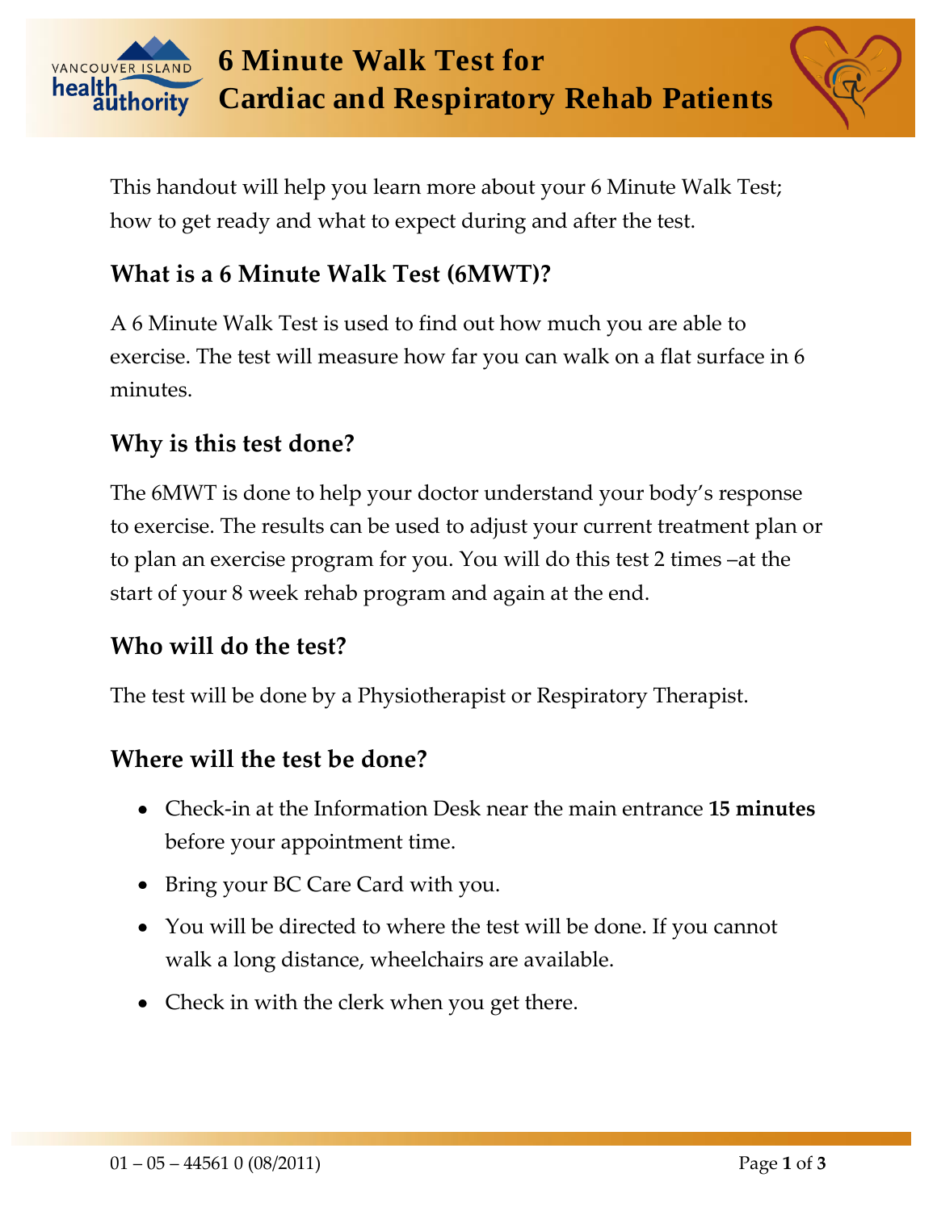# 6 Minute Walk Test for Cardiac and Respiratory Rehab Patients

This handout will help you learn more about your 6 Minute Walk Test; how to get ready and what to expect during and after the test.

## What is a 6 Minute Walk Test (6MWT)?

A 6 Minute Walk Test is used to find out how much you are able to exercise. The test will measure how far you can walk on a flat surface in 6 minutes.

## Why is this test done?

The 6MWT is done to help your doctor understand your body's response to exercise. The results can be used to adjust your current treatment plan or to plan an exercise program for you. You will do this test 2 times –at the start of your 8 week rehab program and again at the end.

## Who will do the test?

The test will be done by a Physiotherapist or Respiratory Therapist.

## Where will the test be done?

- Check-in at the Information Desk near the main entrance **15 minutes** before your appointment time.
- Bring your BC Care Card with you.
- You will be directed to where the test will be done. If you cannot walk a long distance, wheelchairs are available.
- Check in with the clerk when you get there.

01 – 05 – 44561 0 (08/2011)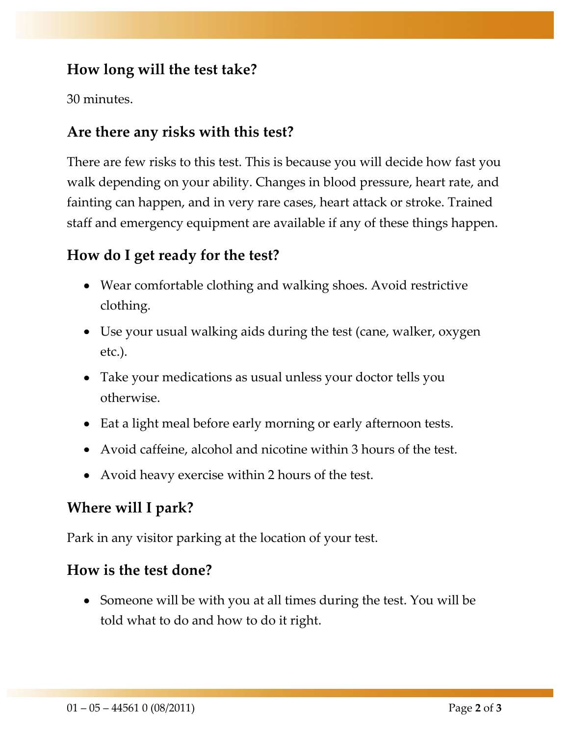## How long will the test take?

30 minutes.

## Are there any risks with this test?

There are few risks to this test. This is because you will decide how fast you walk depending on your ability. Changes in blood pressure, heart rate, and fainting can happen, and in very rare cases, heart attack or stroke. Trained staff and emergency equipment are available if any of these things happen.

## How do I get ready for the test?

- Wear comfortable clothing and walking shoes. Avoid restrictive clothing.
- Use your usual walking aids during the test (cane, walker, oxygen etc.).
- Take your medications as usual unless your doctor tells you otherwise.
- Eat a light meal before early morning or early afternoon tests.
- Avoid caffeine, alcohol and nicotine within 3 hours of the test.
- Avoid heavy exercise within 2 hours of the test.

## Where will I park?

Park in any visitor parking at the location of your test.

## How is the test done?

- Someone will be with you at all times during the test. You will be told what to do and how to do it right.

01 – 05 – 44561 0 (08/2011)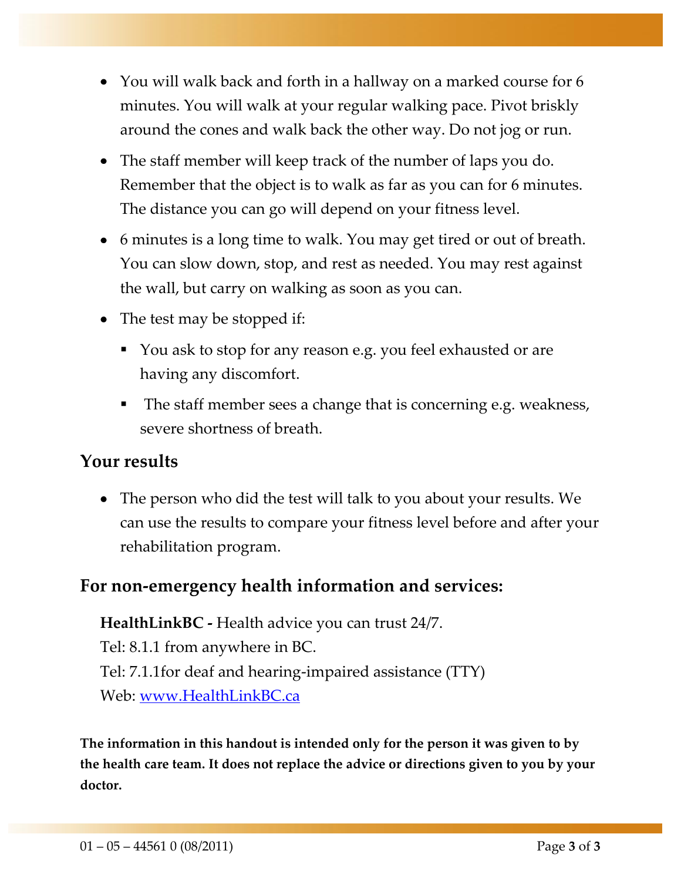- You will walk back and forth in a hallway on a marked course for 6 minutes. You will walk at your regular walking pace. Pivot briskly around the cones and walk back the other way. Do not jog or run.
- The staff member will keep track of the number of laps you do. Remember that the object is to walk as far as you can for 6 minutes. The distance you can go will depend on your fitness level.
- 6 minutes is a long time to walk. You may get tired or out of breath. You can slow down, stop, and rest as needed. You may rest against the wall, but carry on walking as soon as you can.
- The test may be stopped if:
  - You ask to stop for any reason e.g. you feel exhausted or are having any discomfort.
  - The staff member sees a change that is concerning e.g. weakness, severe shortness of breath.

## Your results

- The person who did the test will talk to you about your results. We can use the results to compare your fitness level before and after your rehabilitation program.

## For non-emergency health information and services:

**HealthLinkBC -** Health advice you can trust 24/7.
Tel: 8.1.1 from anywhere in BC.
Tel: 7.1.1for deaf and hearing-impaired assistance (TTY)
Web: www.HealthLinkBC.ca

**The information in this handout is intended only for the person it was given to by the health care team. It does not replace the advice or directions given to you by your doctor.**

01 – 05 – 44561 0 (08/2011)